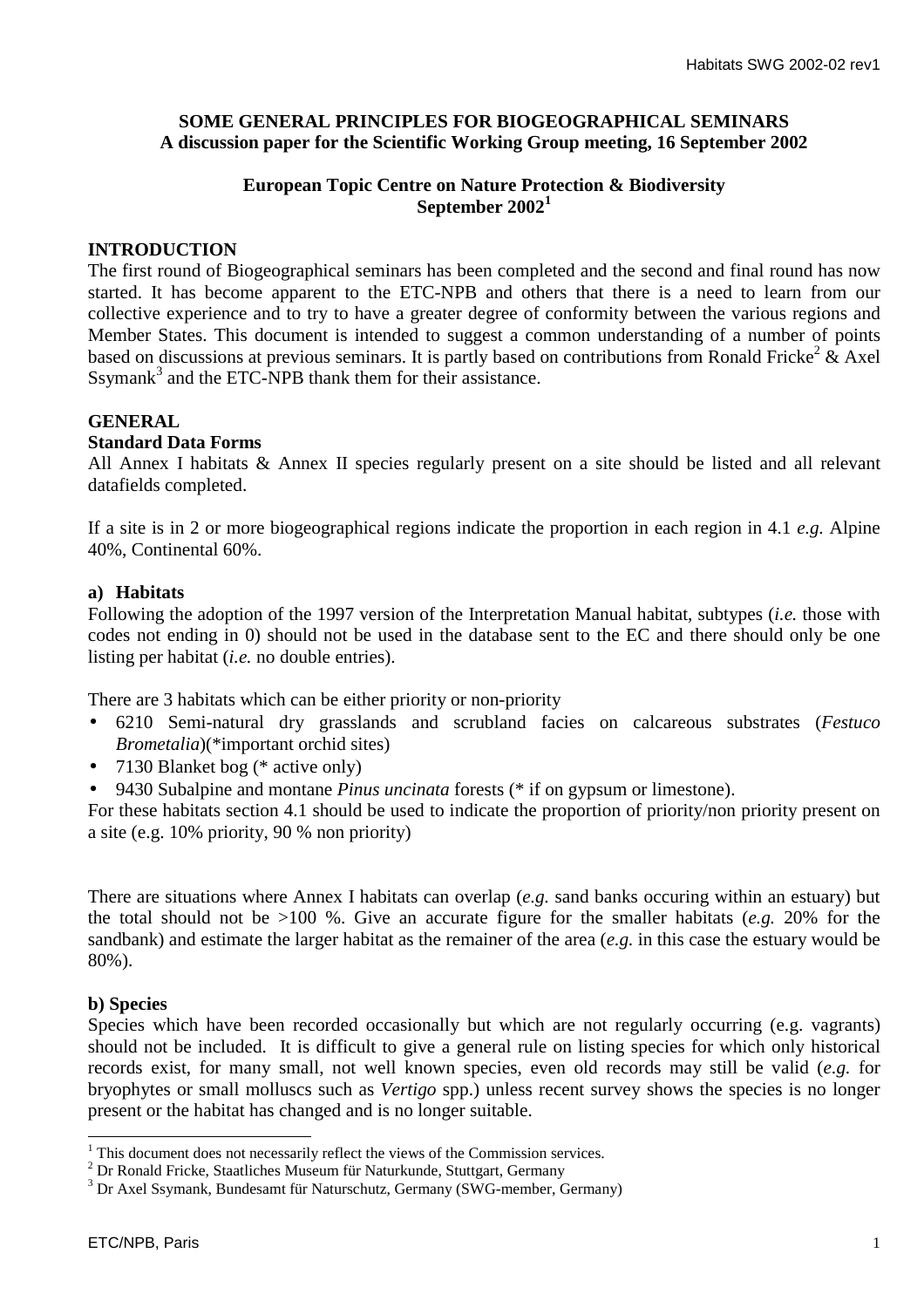**SOME GENERAL PRINCIPLES FOR BIOGEOGRAPHICAL SEMINARS**
**A discussion paper for the Scientific Working Group meeting, 16 September 2002**

**European Topic Centre on Nature Protection & Biodiversity**
**September 2002[1]**

## INTRODUCTION

The first round of Biogeographical seminars has been completed and the second and final round has now started. It has become apparent to the ETC-NPB and others that there is a need to learn from our collective experience and to try to have a greater degree of conformity between the various regions and Member States. This document is intended to suggest a common understanding of a number of points based on discussions at previous seminars. It is partly based on contributions from Ronald Fricke[2] & Axel Ssymank[3] and the ETC-NPB thank them for their assistance.

## GENERAL

### Standard Data Forms

All Annex I habitats & Annex II species regularly present on a site should be listed and all relevant datafields completed.

If a site is in 2 or more biogeographical regions indicate the proportion in each region in 4.1 *e.g.* Alpine 40%, Continental 60%.

### a) Habitats

Following the adoption of the 1997 version of the Interpretation Manual habitat, subtypes (*i.e.* those with codes not ending in 0) should not be used in the database sent to the EC and there should only be one listing per habitat (*i.e.* no double entries).

There are 3 habitats which can be either priority or non-priority

- 6210 Semi-natural dry grasslands and scrubland facies on calcareous substrates (*Festuco Brometalia*)(*important orchid sites)
- 7130 Blanket bog (* active only)
- 9430 Subalpine and montane *Pinus uncinata* forests (* if on gypsum or limestone).

For these habitats section 4.1 should be used to indicate the proportion of priority/non priority present on a site (e.g. 10% priority, 90 % non priority)

There are situations where Annex I habitats can overlap (*e.g.* sand banks occuring within an estuary) but the total should not be >100 %. Give an accurate figure for the smaller habitats (*e.g.* 20% for the sandbank) and estimate the larger habitat as the remainer of the area (*e.g.* in this case the estuary would be 80%).

### b) Species

Species which have been recorded occasionally but which are not regularly occurring (e.g. vagrants) should not be included. It is difficult to give a general rule on listing species for which only historical records exist, for many small, not well known species, even old records may still be valid (*e.g.* for bryophytes or small molluscs such as *Vertigo* spp.) unless recent survey shows the species is no longer present or the habitat has changed and is no longer suitable.

---

[1] This document does not necessarily reflect the views of the Commission services.
[2] Dr Ronald Fricke, Staatliches Museum für Naturkunde, Stuttgart, Germany
[3] Dr Axel Ssymank, Bundesamt für Naturschutz, Germany (SWG-member, Germany)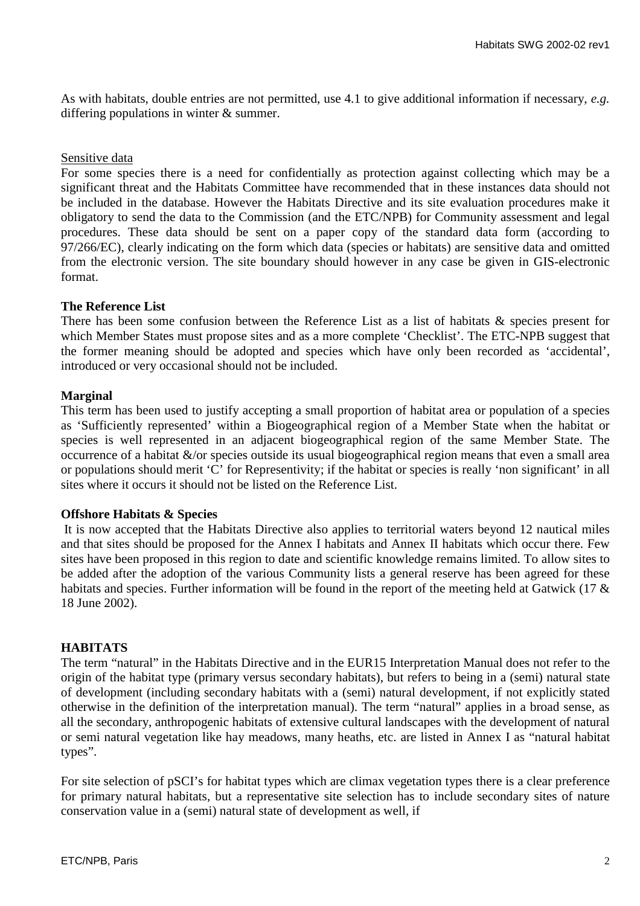As with habitats, double entries are not permitted, use 4.1 to give additional information if necessary, *e.g.* differing populations in winter & summer.

Sensitive data

For some species there is a need for confidentially as protection against collecting which may be a significant threat and the Habitats Committee have recommended that in these instances data should not be included in the database. However the Habitats Directive and its site evaluation procedures make it obligatory to send the data to the Commission (and the ETC/NPB) for Community assessment and legal procedures. These data should be sent on a paper copy of the standard data form (according to 97/266/EC), clearly indicating on the form which data (species or habitats) are sensitive data and omitted from the electronic version. The site boundary should however in any case be given in GIS-electronic format.

**The Reference List**

There has been some confusion between the Reference List as a list of habitats & species present for which Member States must propose sites and as a more complete 'Checklist'. The ETC-NPB suggest that the former meaning should be adopted and species which have only been recorded as 'accidental', introduced or very occasional should not be included.

**Marginal**

This term has been used to justify accepting a small proportion of habitat area or population of a species as 'Sufficiently represented' within a Biogeographical region of a Member State when the habitat or species is well represented in an adjacent biogeographical region of the same Member State. The occurrence of a habitat &/or species outside its usual biogeographical region means that even a small area or populations should merit 'C' for Representivity; if the habitat or species is really 'non significant' in all sites where it occurs it should not be listed on the Reference List.

**Offshore Habitats & Species**

It is now accepted that the Habitats Directive also applies to territorial waters beyond 12 nautical miles and that sites should be proposed for the Annex I habitats and Annex II habitats which occur there. Few sites have been proposed in this region to date and scientific knowledge remains limited. To allow sites to be added after the adoption of the various Community lists a general reserve has been agreed for these habitats and species. Further information will be found in the report of the meeting held at Gatwick (17 & 18 June 2002).

**HABITATS**

The term "natural" in the Habitats Directive and in the EUR15 Interpretation Manual does not refer to the origin of the habitat type (primary versus secondary habitats), but refers to being in a (semi) natural state of development (including secondary habitats with a (semi) natural development, if not explicitly stated otherwise in the definition of the interpretation manual). The term "natural" applies in a broad sense, as all the secondary, anthropogenic habitats of extensive cultural landscapes with the development of natural or semi natural vegetation like hay meadows, many heaths, etc. are listed in Annex I as "natural habitat types".

For site selection of pSCI's for habitat types which are climax vegetation types there is a clear preference for primary natural habitats, but a representative site selection has to include secondary sites of nature conservation value in a (semi) natural state of development as well, if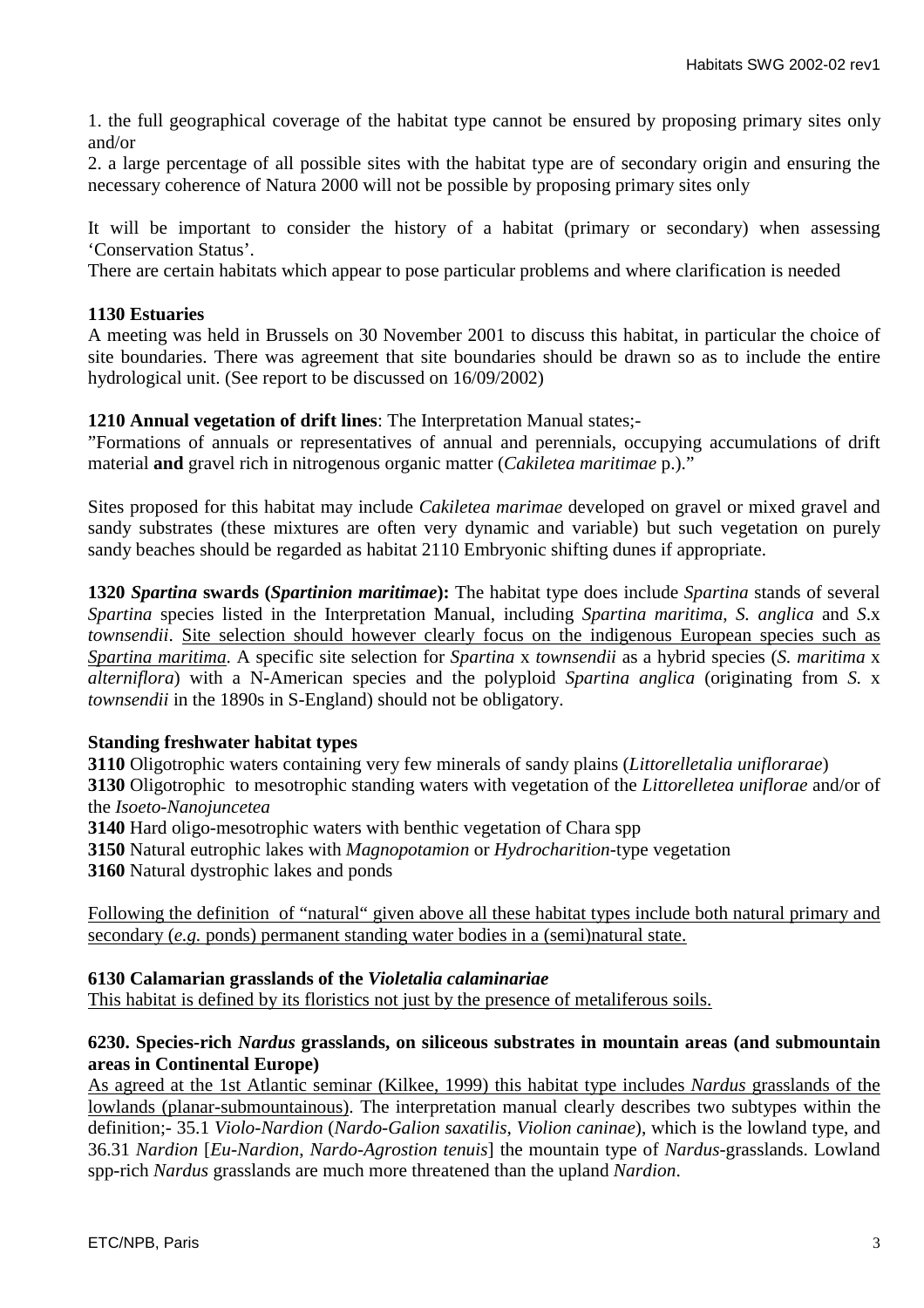1. the full geographical coverage of the habitat type cannot be ensured by proposing primary sites only and/or
2. a large percentage of all possible sites with the habitat type are of secondary origin and ensuring the necessary coherence of Natura 2000 will not be possible by proposing primary sites only

It will be important to consider the history of a habitat (primary or secondary) when assessing 'Conservation Status'.

There are certain habitats which appear to pose particular problems and where clarification is needed

**1130 Estuaries**

A meeting was held in Brussels on 30 November 2001 to discuss this habitat, in particular the choice of site boundaries. There was agreement that site boundaries should be drawn so as to include the entire hydrological unit. (See report to be discussed on 16/09/2002)

**1210 Annual vegetation of drift lines**: The Interpretation Manual states;-

"Formations of annuals or representatives of annual and perennials, occupying accumulations of drift material **and** gravel rich in nitrogenous organic matter (*Cakiletea maritimae* p.)."

Sites proposed for this habitat may include *Cakiletea marimae* developed on gravel or mixed gravel and sandy substrates (these mixtures are often very dynamic and variable) but such vegetation on purely sandy beaches should be regarded as habitat 2110 Embryonic shifting dunes if appropriate.

**1320 *Spartina* swards (*Spartinion maritimae*):** The habitat type does include *Spartina* stands of several *Spartina* species listed in the Interpretation Manual, including *Spartina maritima*, *S. anglica* and *S.*x *townsendii*. <u>Site selection should however clearly focus on the indigenous European species such as *Spartina maritima*.</u> A specific site selection for *Spartina* x *townsendii* as a hybrid species (*S. maritima* x *alterniflora*) with a N-American species and the polyploid *Spartina anglica* (originating from *S.* x *townsendii* in the 1890s in S-England) should not be obligatory.

**Standing freshwater habitat types**

**3110** Oligotrophic waters containing very few minerals of sandy plains (*Littorelletalia uniflorarae*)
**3130** Oligotrophic to mesotrophic standing waters with vegetation of the *Littorelletea uniflorae* and/or of the *Isoeto-Nanojuncetea*
**3140** Hard oligo-mesotrophic waters with benthic vegetation of Chara spp
**3150** Natural eutrophic lakes with *Magnopotamion* or *Hydrocharition*-type vegetation
**3160** Natural dystrophic lakes and ponds

<u>Following the definition of "natural" given above all these habitat types include both natural primary and secondary (*e.g.* ponds) permanent standing water bodies in a (semi)natural state.</u>

**6130 Calamarian grasslands of the *Violetalia calaminariae***

<u>This habitat is defined by its floristics not just by the presence of metaliferous soils.</u>

**6230. Species-rich *Nardus* grasslands, on siliceous substrates in mountain areas (and submountain areas in Continental Europe)**

<u>As agreed at the 1st Atlantic seminar (Kilkee, 1999) this habitat type includes *Nardus* grasslands of the lowlands (planar-submountainous)</u>. The interpretation manual clearly describes two subtypes within the definition;- 35.1 *Violo-Nardion* (*Nardo-Galion saxatilis*, *Violion caninae*), which is the lowland type, and 36.31 *Nardion* [*Eu-Nardion*, *Nardo-Agrostion tenuis*] the mountain type of *Nardus*-grasslands. Lowland spp-rich *Nardus* grasslands are much more threatened than the upland *Nardion*.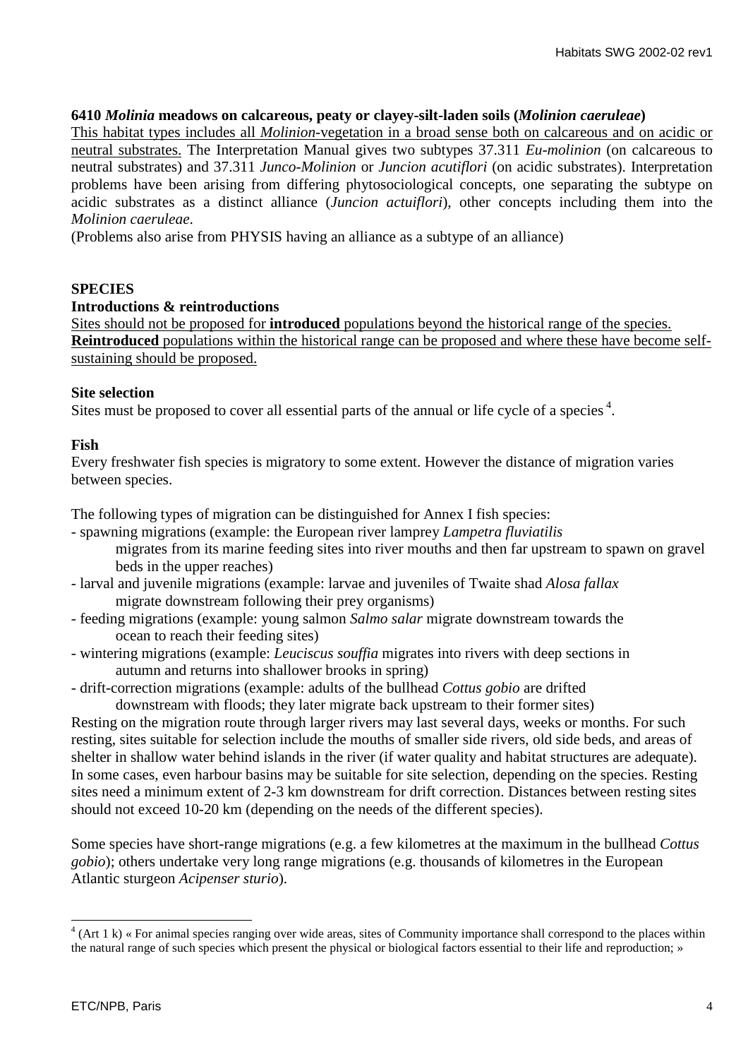**6410 *Molinia* meadows on calcareous, peaty or clayey-silt-laden soils (*Molinion caeruleae*)**

<u>This habitat types includes all *Molinion*-vegetation in a broad sense both on calcareous and on acidic or neutral substrates.</u> The Interpretation Manual gives two subtypes 37.311 *Eu-molinion* (on calcareous to neutral substrates) and 37.311 *Junco-Molinion* or *Juncion acutiflori* (on acidic substrates). Interpretation problems have been arising from differing phytosociological concepts, one separating the subtype on acidic substrates as a distinct alliance (*Juncion actuiflori*), other concepts including them into the *Molinion caeruleae*.

(Problems also arise from PHYSIS having an alliance as a subtype of an alliance)

## SPECIES

### Introductions & reintroductions

<u>Sites should not be proposed for **introduced** populations beyond the historical range of the species. **Reintroduced** populations within the historical range can be proposed and where these have become self-sustaining should be proposed.</u>

### Site selection

Sites must be proposed to cover all essential parts of the annual or life cycle of a species [4].

### Fish

Every freshwater fish species is migratory to some extent. However the distance of migration varies between species.

The following types of migration can be distinguished for Annex I fish species:

- spawning migrations (example: the European river lamprey *Lampetra fluviatilis* migrates from its marine feeding sites into river mouths and then far upstream to spawn on gravel beds in the upper reaches)
- larval and juvenile migrations (example: larvae and juveniles of Twaite shad *Alosa fallax* migrate downstream following their prey organisms)
- feeding migrations (example: young salmon *Salmo salar* migrate downstream towards the ocean to reach their feeding sites)
- wintering migrations (example: *Leuciscus souffia* migrates into rivers with deep sections in autumn and returns into shallower brooks in spring)
- drift-correction migrations (example: adults of the bullhead *Cottus gobio* are drifted downstream with floods; they later migrate back upstream to their former sites)

Resting on the migration route through larger rivers may last several days, weeks or months. For such resting, sites suitable for selection include the mouths of smaller side rivers, old side beds, and areas of shelter in shallow water behind islands in the river (if water quality and habitat structures are adequate). In some cases, even harbour basins may be suitable for site selection, depending on the species. Resting sites need a minimum extent of 2-3 km downstream for drift correction. Distances between resting sites should not exceed 10-20 km (depending on the needs of the different species).

Some species have short-range migrations (e.g. a few kilometres at the maximum in the bullhead *Cottus gobio*); others undertake very long range migrations (e.g. thousands of kilometres in the European Atlantic sturgeon *Acipenser sturio*).

---

[4] (Art 1 k) « For animal species ranging over wide areas, sites of Community importance shall correspond to the places within the natural range of such species which present the physical or biological factors essential to their life and reproduction; »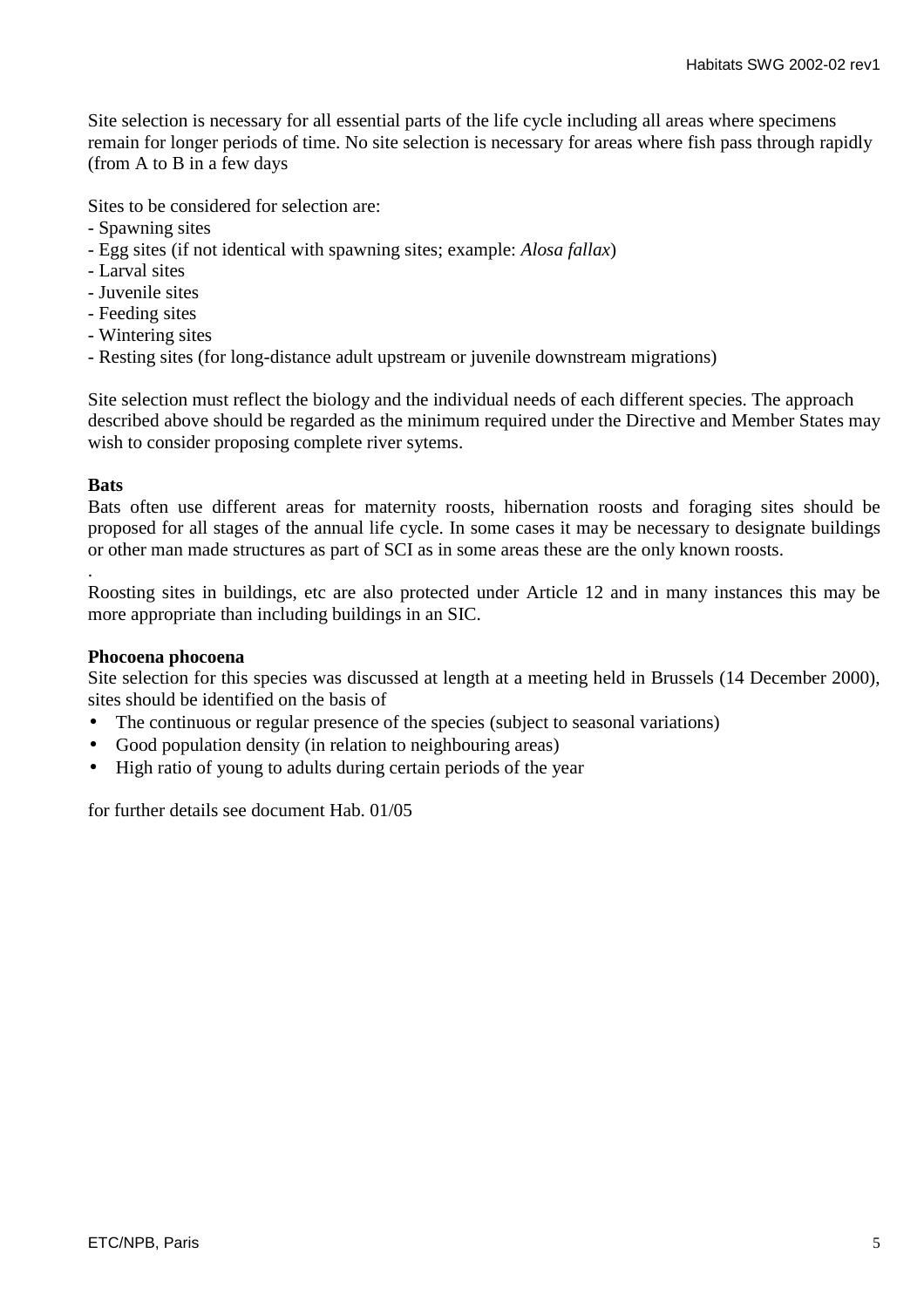Site selection is necessary for all essential parts of the life cycle including all areas where specimens remain for longer periods of time. No site selection is necessary for areas where fish pass through rapidly (from A to B in a few days

Sites to be considered for selection are:
- Spawning sites
- Egg sites (if not identical with spawning sites; example: *Alosa fallax*)
- Larval sites
- Juvenile sites
- Feeding sites
- Wintering sites
- Resting sites (for long-distance adult upstream or juvenile downstream migrations)

Site selection must reflect the biology and the individual needs of each different species. The approach described above should be regarded as the minimum required under the Directive and Member States may wish to consider proposing complete river sytems.

**Bats**

Bats often use different areas for maternity roosts, hibernation roosts and foraging sites should be proposed for all stages of the annual life cycle. In some cases it may be necessary to designate buildings or other man made structures as part of SCI as in some areas these are the only known roosts.

.

Roosting sites in buildings, etc are also protected under Article 12 and in many instances this may be more appropriate than including buildings in an SIC.

**Phocoena phocoena**

Site selection for this species was discussed at length at a meeting held in Brussels (14 December 2000), sites should be identified on the basis of

- The continuous or regular presence of the species (subject to seasonal variations)
- Good population density (in relation to neighbouring areas)
- High ratio of young to adults during certain periods of the year

for further details see document Hab. 01/05